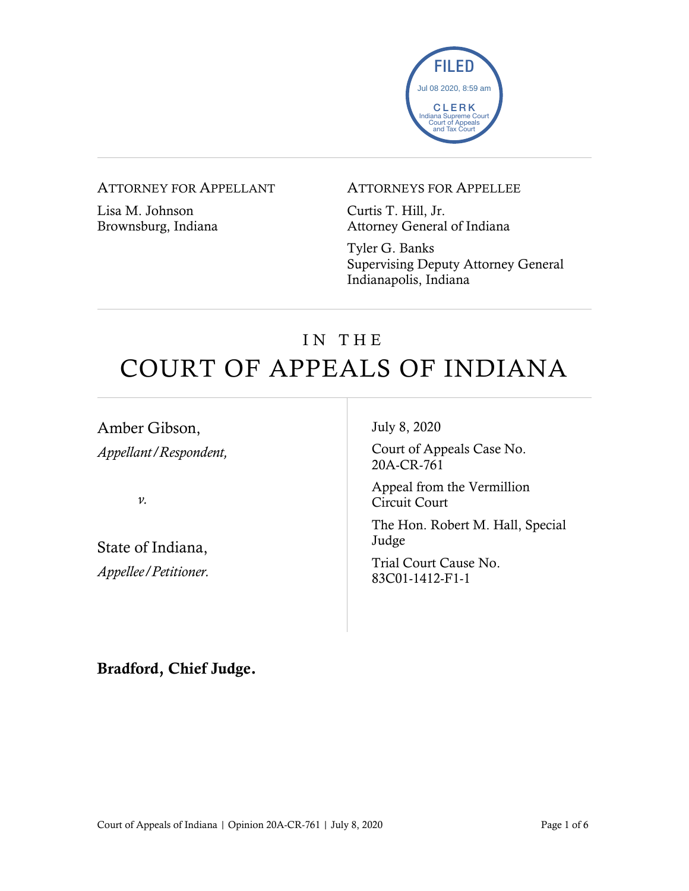FILED
Jul 08 2020, 8:59 am
CLERK
Indiana Supreme Court
Court of Appeals
and Tax Court

ATTORNEY FOR APPELLANT

Lisa M. Johnson
Brownsburg, Indiana

ATTORNEYS FOR APPELLEE

Curtis T. Hill, Jr.
Attorney General of Indiana

Tyler G. Banks
Supervising Deputy Attorney General
Indianapolis, Indiana

# IN THE COURT OF APPEALS OF INDIANA

Amber Gibson,
*Appellant/Respondent,*

*v.*

State of Indiana,
*Appellee/Petitioner.*

July 8, 2020

Court of Appeals Case No. 20A-CR-761

Appeal from the Vermillion Circuit Court

The Hon. Robert M. Hall, Special Judge

Trial Court Cause No. 83C01-1412-F1-1

**Bradford, Chief Judge.**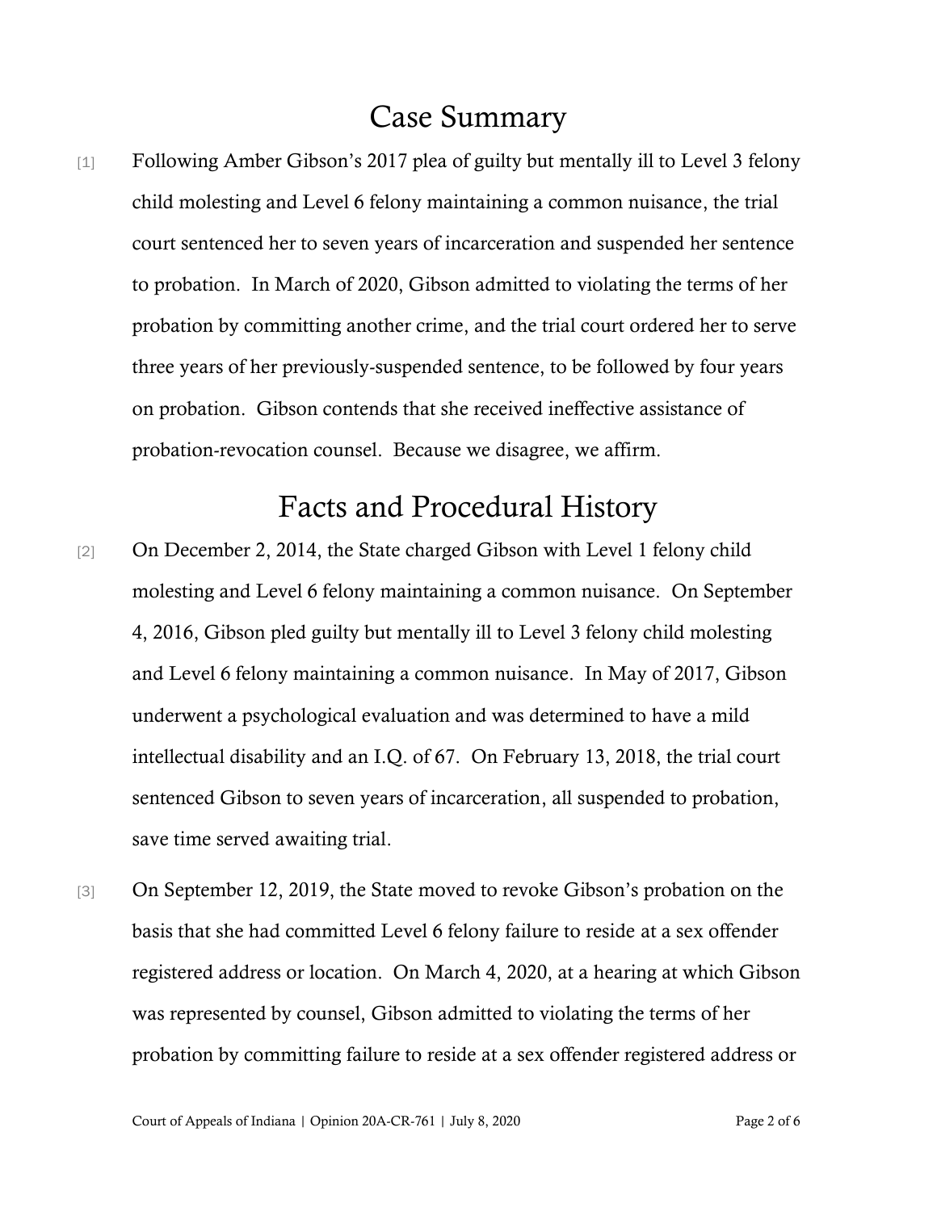# Case Summary

[1] Following Amber Gibson's 2017 plea of guilty but mentally ill to Level 3 felony child molesting and Level 6 felony maintaining a common nuisance, the trial court sentenced her to seven years of incarceration and suspended her sentence to probation. In March of 2020, Gibson admitted to violating the terms of her probation by committing another crime, and the trial court ordered her to serve three years of her previously-suspended sentence, to be followed by four years on probation. Gibson contends that she received ineffective assistance of probation-revocation counsel. Because we disagree, we affirm.

# Facts and Procedural History

[2] On December 2, 2014, the State charged Gibson with Level 1 felony child molesting and Level 6 felony maintaining a common nuisance. On September 4, 2016, Gibson pled guilty but mentally ill to Level 3 felony child molesting and Level 6 felony maintaining a common nuisance. In May of 2017, Gibson underwent a psychological evaluation and was determined to have a mild intellectual disability and an I.Q. of 67. On February 13, 2018, the trial court sentenced Gibson to seven years of incarceration, all suspended to probation, save time served awaiting trial.

[3] On September 12, 2019, the State moved to revoke Gibson's probation on the basis that she had committed Level 6 felony failure to reside at a sex offender registered address or location. On March 4, 2020, at a hearing at which Gibson was represented by counsel, Gibson admitted to violating the terms of her probation by committing failure to reside at a sex offender registered address or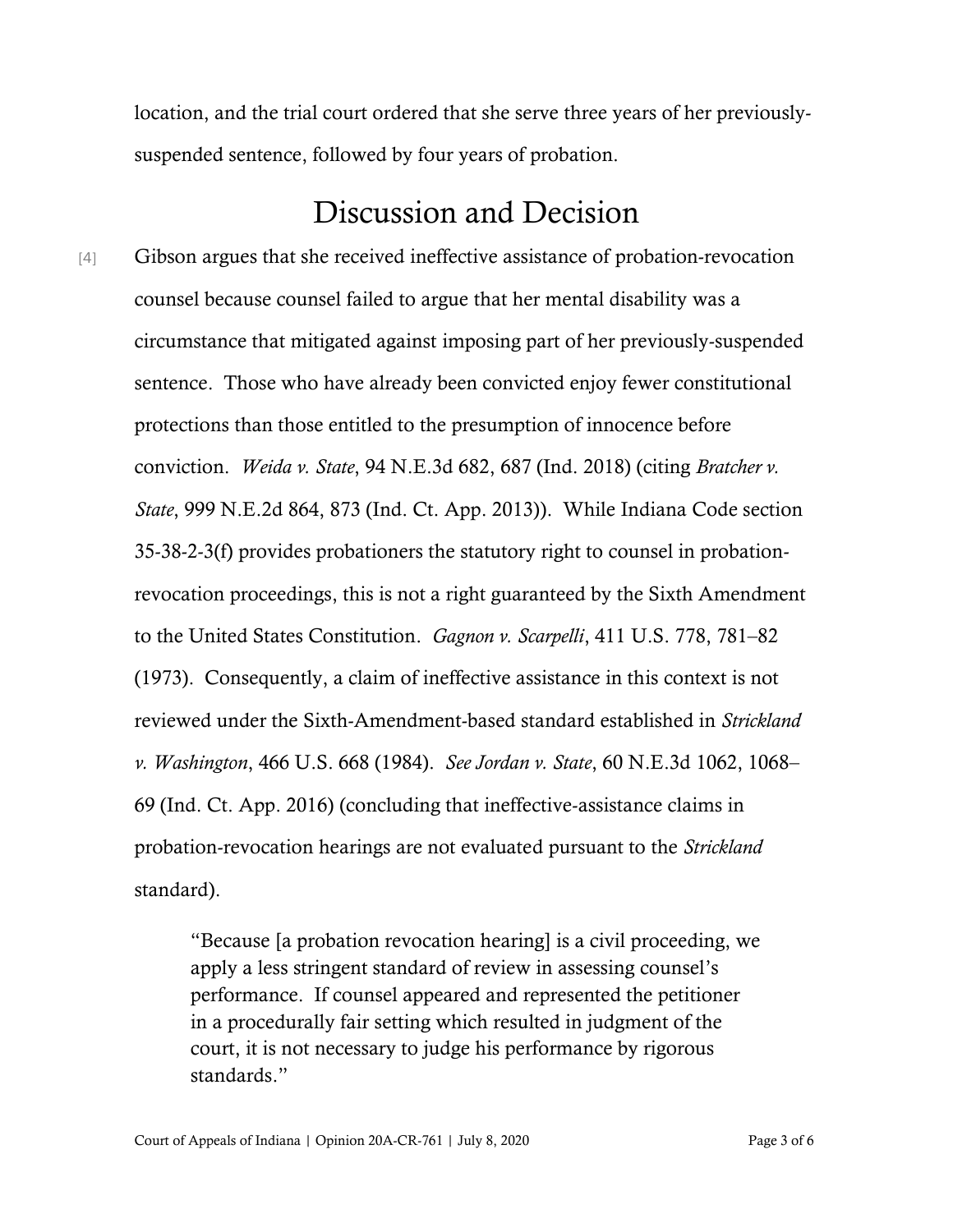location, and the trial court ordered that she serve three years of her previously-suspended sentence, followed by four years of probation.

# Discussion and Decision

[4] Gibson argues that she received ineffective assistance of probation-revocation counsel because counsel failed to argue that her mental disability was a circumstance that mitigated against imposing part of her previously-suspended sentence. Those who have already been convicted enjoy fewer constitutional protections than those entitled to the presumption of innocence before conviction. *Weida v. State*, 94 N.E.3d 682, 687 (Ind. 2018) (citing *Bratcher v. State*, 999 N.E.2d 864, 873 (Ind. Ct. App. 2013)). While Indiana Code section 35-38-2-3(f) provides probationers the statutory right to counsel in probation-revocation proceedings, this is not a right guaranteed by the Sixth Amendment to the United States Constitution. *Gagnon v. Scarpelli*, 411 U.S. 778, 781–82 (1973). Consequently, a claim of ineffective assistance in this context is not reviewed under the Sixth-Amendment-based standard established in *Strickland v. Washington*, 466 U.S. 668 (1984). *See Jordan v. State*, 60 N.E.3d 1062, 1068–69 (Ind. Ct. App. 2016) (concluding that ineffective-assistance claims in probation-revocation hearings are not evaluated pursuant to the *Strickland* standard).

> "Because [a probation revocation hearing] is a civil proceeding, we apply a less stringent standard of review in assessing counsel's performance. If counsel appeared and represented the petitioner in a procedurally fair setting which resulted in judgment of the court, it is not necessary to judge his performance by rigorous standards."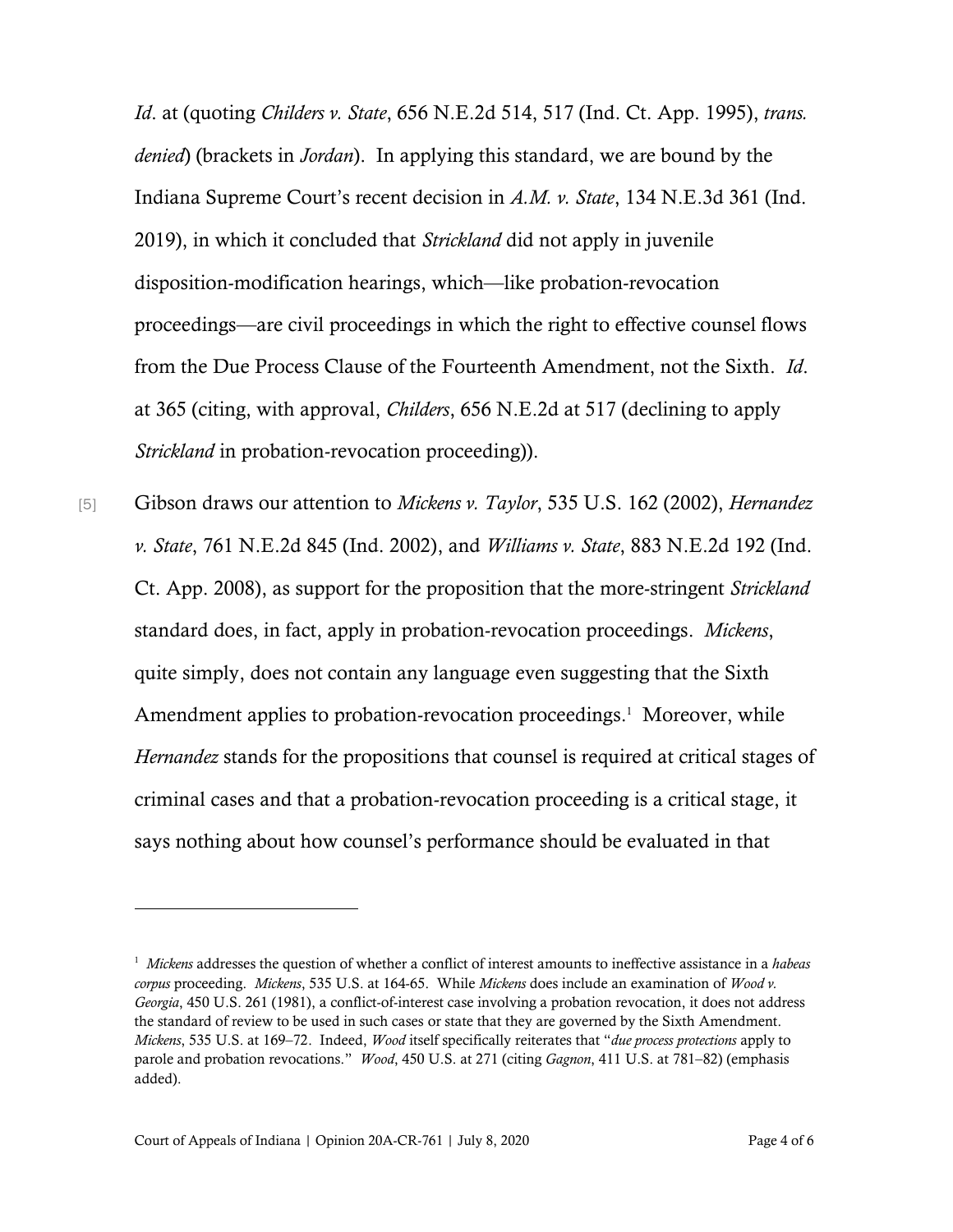*Id*. at (quoting *Childers v. State*, 656 N.E.2d 514, 517 (Ind. Ct. App. 1995), *trans. denied*) (brackets in *Jordan*). In applying this standard, we are bound by the Indiana Supreme Court's recent decision in *A.M. v. State*, 134 N.E.3d 361 (Ind. 2019), in which it concluded that *Strickland* did not apply in juvenile disposition-modification hearings, which—like probation-revocation proceedings—are civil proceedings in which the right to effective counsel flows from the Due Process Clause of the Fourteenth Amendment, not the Sixth. *Id*. at 365 (citing, with approval, *Childers*, 656 N.E.2d at 517 (declining to apply *Strickland* in probation-revocation proceeding)).

[5] Gibson draws our attention to *Mickens v. Taylor*, 535 U.S. 162 (2002), *Hernandez v. State*, 761 N.E.2d 845 (Ind. 2002), and *Williams v. State*, 883 N.E.2d 192 (Ind. Ct. App. 2008), as support for the proposition that the more-stringent *Strickland* standard does, in fact, apply in probation-revocation proceedings. *Mickens*, quite simply, does not contain any language even suggesting that the Sixth Amendment applies to probation-revocation proceedings.[1] Moreover, while *Hernandez* stands for the propositions that counsel is required at critical stages of criminal cases and that a probation-revocation proceeding is a critical stage, it says nothing about how counsel's performance should be evaluated in that

---

[1] *Mickens* addresses the question of whether a conflict of interest amounts to ineffective assistance in a *habeas corpus* proceeding. *Mickens*, 535 U.S. at 164-65. While *Mickens* does include an examination of *Wood v. Georgia*, 450 U.S. 261 (1981), a conflict-of-interest case involving a probation revocation, it does not address the standard of review to be used in such cases or state that they are governed by the Sixth Amendment. *Mickens*, 535 U.S. at 169–72. Indeed, *Wood* itself specifically reiterates that "*due process protections* apply to parole and probation revocations." *Wood*, 450 U.S. at 271 (citing *Gagnon*, 411 U.S. at 781–82) (emphasis added).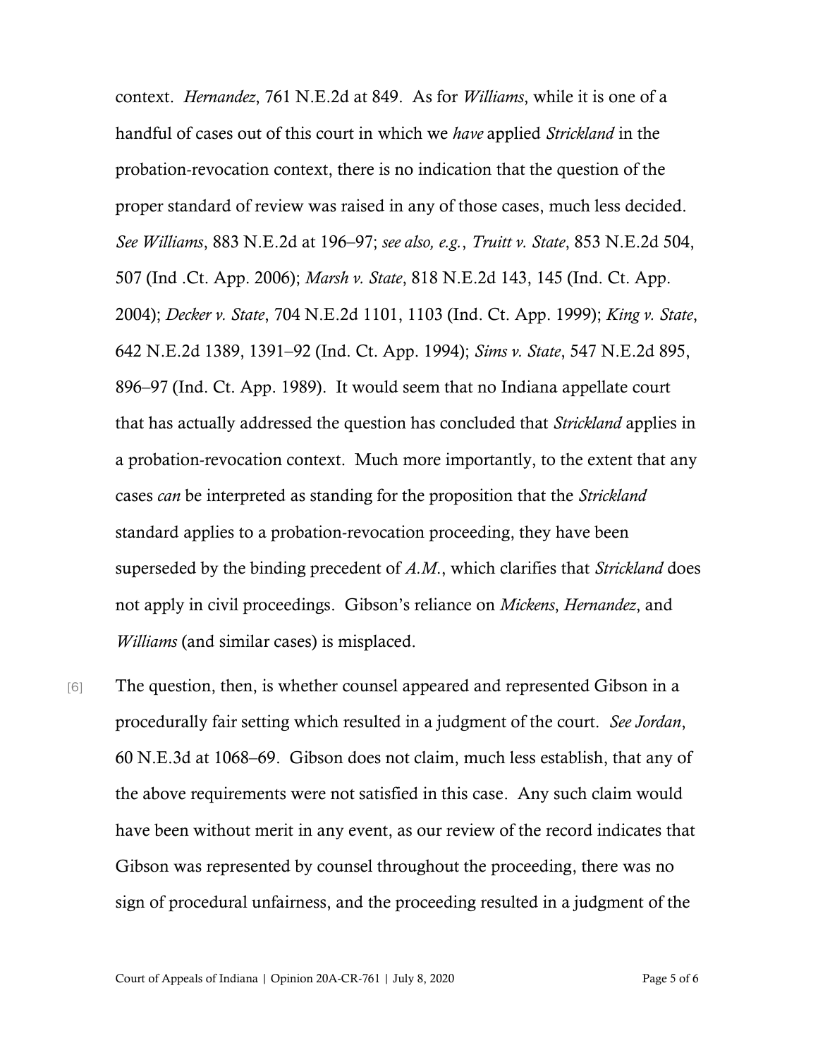context. *Hernandez*, 761 N.E.2d at 849. As for *Williams*, while it is one of a handful of cases out of this court in which we *have* applied *Strickland* in the probation-revocation context, there is no indication that the question of the proper standard of review was raised in any of those cases, much less decided. *See Williams*, 883 N.E.2d at 196–97; *see also, e.g.*, *Truitt v. State*, 853 N.E.2d 504, 507 (Ind .Ct. App. 2006); *Marsh v. State*, 818 N.E.2d 143, 145 (Ind. Ct. App. 2004); *Decker v. State*, 704 N.E.2d 1101, 1103 (Ind. Ct. App. 1999); *King v. State*, 642 N.E.2d 1389, 1391–92 (Ind. Ct. App. 1994); *Sims v. State*, 547 N.E.2d 895, 896–97 (Ind. Ct. App. 1989). It would seem that no Indiana appellate court that has actually addressed the question has concluded that *Strickland* applies in a probation-revocation context. Much more importantly, to the extent that any cases *can* be interpreted as standing for the proposition that the *Strickland* standard applies to a probation-revocation proceeding, they have been superseded by the binding precedent of *A.M.*, which clarifies that *Strickland* does not apply in civil proceedings. Gibson's reliance on *Mickens*, *Hernandez*, and *Williams* (and similar cases) is misplaced.

[6] The question, then, is whether counsel appeared and represented Gibson in a procedurally fair setting which resulted in a judgment of the court. *See Jordan*, 60 N.E.3d at 1068–69. Gibson does not claim, much less establish, that any of the above requirements were not satisfied in this case. Any such claim would have been without merit in any event, as our review of the record indicates that Gibson was represented by counsel throughout the proceeding, there was no sign of procedural unfairness, and the proceeding resulted in a judgment of the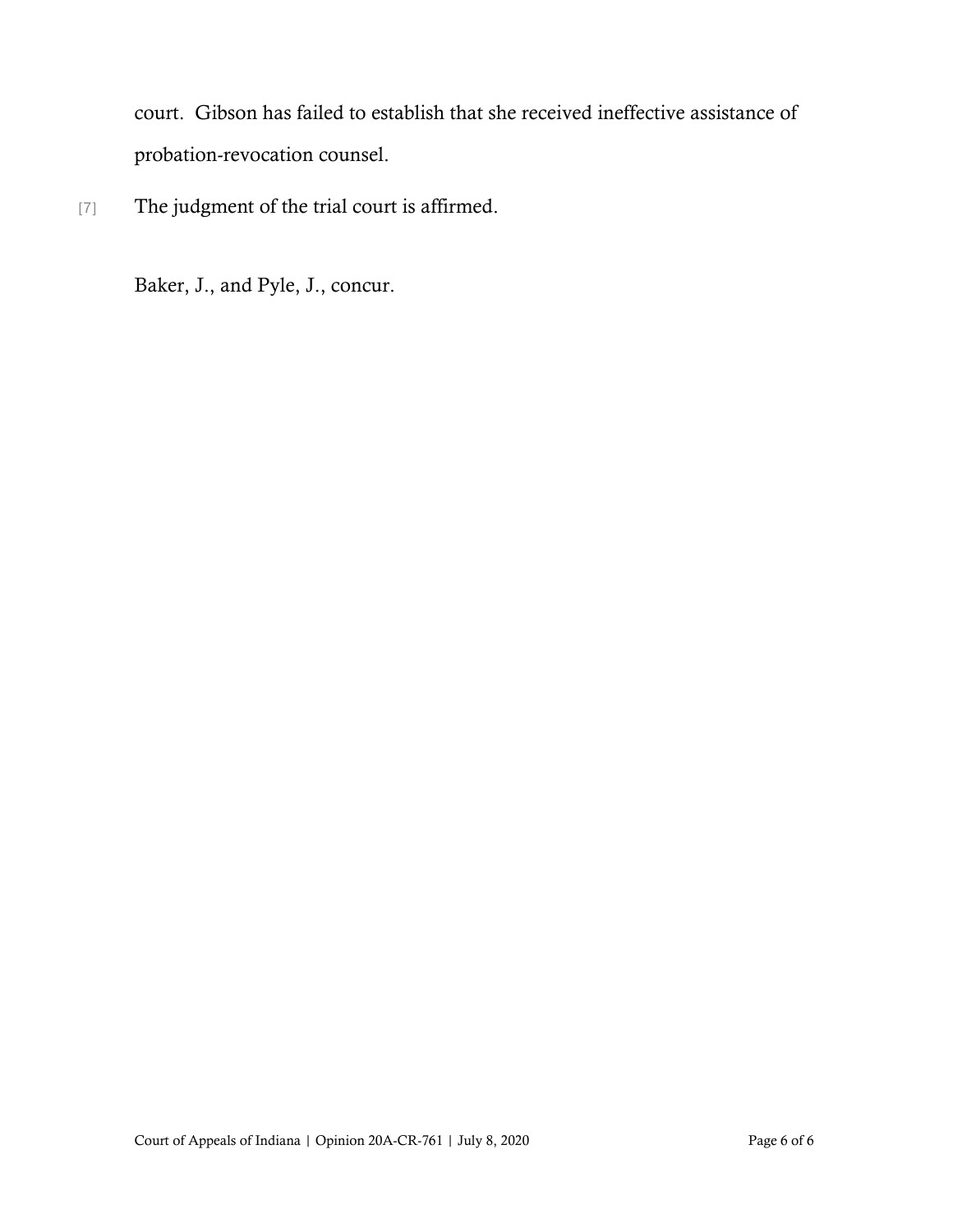court. Gibson has failed to establish that she received ineffective assistance of probation-revocation counsel.

[7] The judgment of the trial court is affirmed.

Baker, J., and Pyle, J., concur.